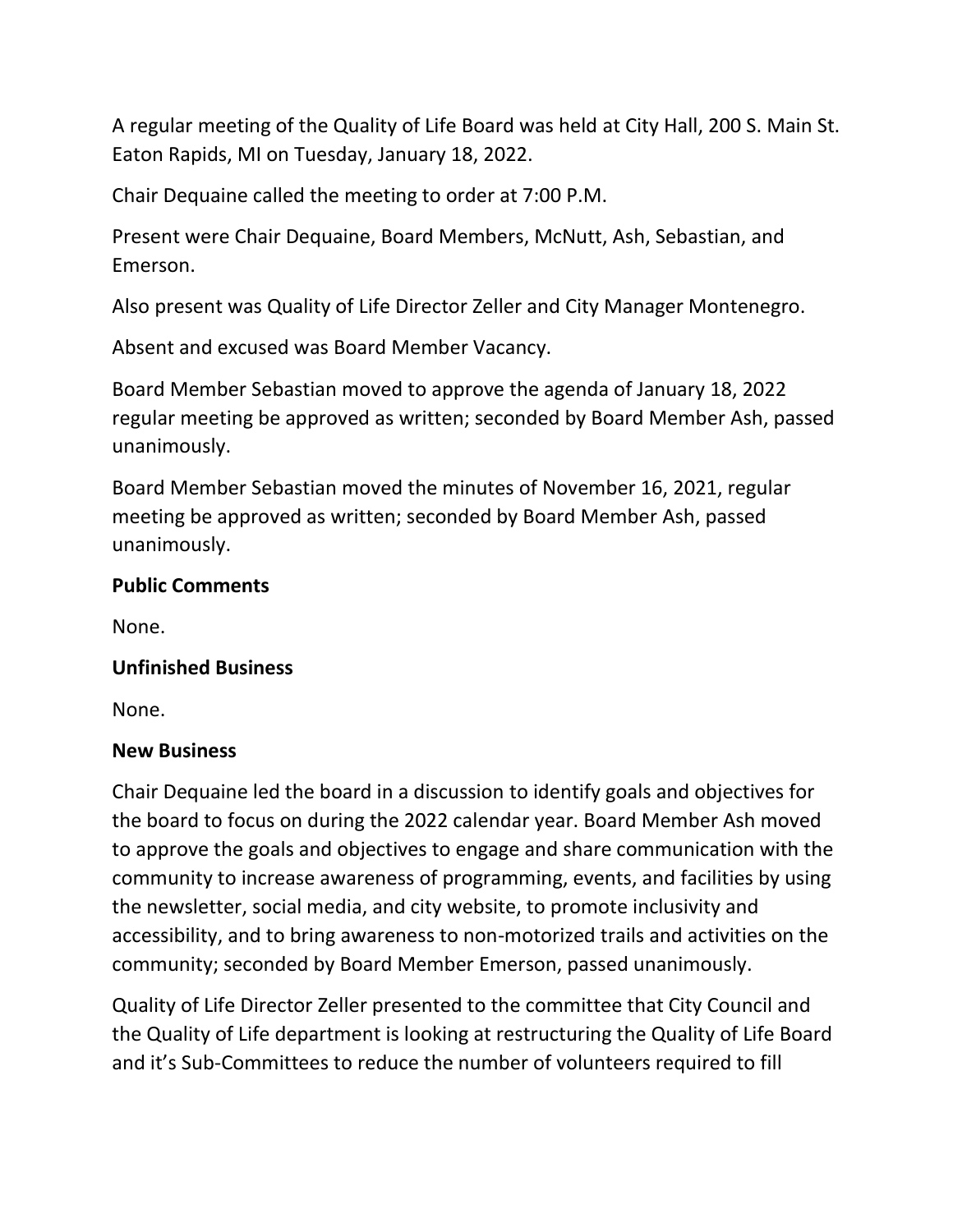A regular meeting of the Quality of Life Board was held at City Hall, 200 S. Main St. Eaton Rapids, MI on Tuesday, January 18, 2022.

Chair Dequaine called the meeting to order at 7:00 P.M.

Present were Chair Dequaine, Board Members, McNutt, Ash, Sebastian, and Emerson.

Also present was Quality of Life Director Zeller and City Manager Montenegro.

Absent and excused was Board Member Vacancy.

Board Member Sebastian moved to approve the agenda of January 18, 2022 regular meeting be approved as written; seconded by Board Member Ash, passed unanimously.

Board Member Sebastian moved the minutes of November 16, 2021, regular meeting be approved as written; seconded by Board Member Ash, passed unanimously.

**Public Comments**

None.

**Unfinished Business**

None.

**New Business**

Chair Dequaine led the board in a discussion to identify goals and objectives for the board to focus on during the 2022 calendar year. Board Member Ash moved to approve the goals and objectives to engage and share communication with the community to increase awareness of programming, events, and facilities by using the newsletter, social media, and city website, to promote inclusivity and accessibility, and to bring awareness to non-motorized trails and activities on the community; seconded by Board Member Emerson, passed unanimously.

Quality of Life Director Zeller presented to the committee that City Council and the Quality of Life department is looking at restructuring the Quality of Life Board and it's Sub-Committees to reduce the number of volunteers required to fill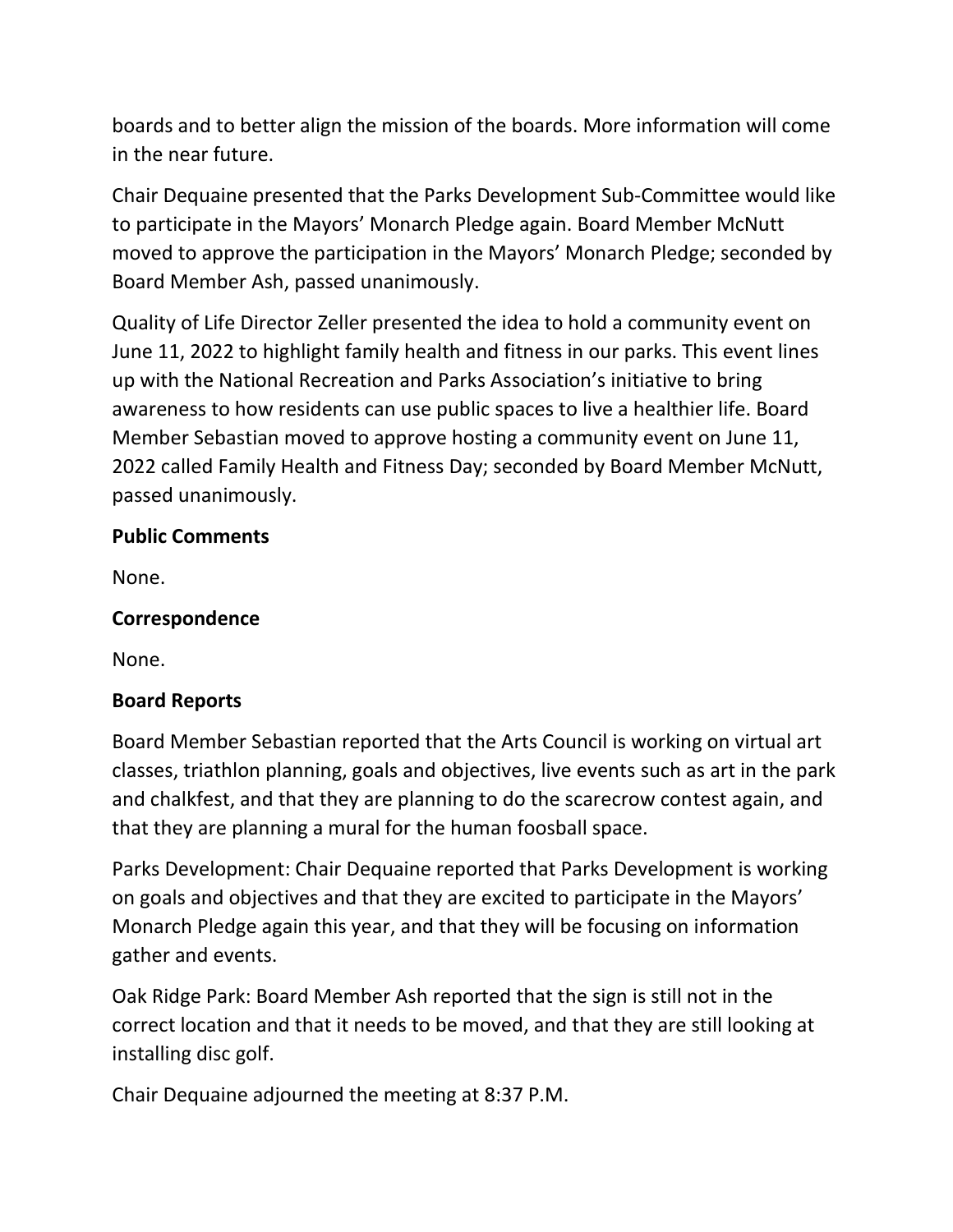boards and to better align the mission of the boards. More information will come in the near future.

Chair Dequaine presented that the Parks Development Sub-Committee would like to participate in the Mayors' Monarch Pledge again. Board Member McNutt moved to approve the participation in the Mayors' Monarch Pledge; seconded by Board Member Ash, passed unanimously.

Quality of Life Director Zeller presented the idea to hold a community event on June 11, 2022 to highlight family health and fitness in our parks. This event lines up with the National Recreation and Parks Association's initiative to bring awareness to how residents can use public spaces to live a healthier life. Board Member Sebastian moved to approve hosting a community event on June 11, 2022 called Family Health and Fitness Day; seconded by Board Member McNutt, passed unanimously.

**Public Comments**

None.

**Correspondence**

None.

**Board Reports**

Board Member Sebastian reported that the Arts Council is working on virtual art classes, triathlon planning, goals and objectives, live events such as art in the park and chalkfest, and that they are planning to do the scarecrow contest again, and that they are planning a mural for the human foosball space.

Parks Development: Chair Dequaine reported that Parks Development is working on goals and objectives and that they are excited to participate in the Mayors' Monarch Pledge again this year, and that they will be focusing on information gather and events.

Oak Ridge Park: Board Member Ash reported that the sign is still not in the correct location and that it needs to be moved, and that they are still looking at installing disc golf.

Chair Dequaine adjourned the meeting at 8:37 P.M.